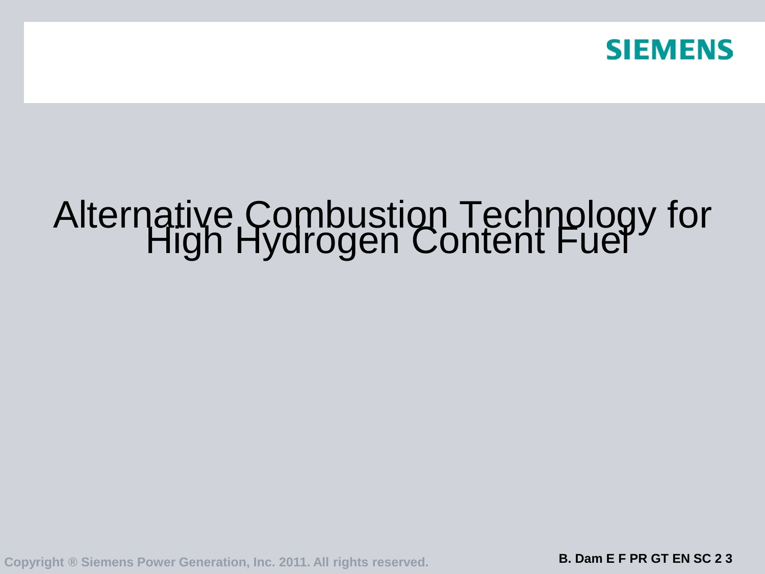# Alternative Combustion Technology for High Hydrogen Content Fuel

Copyright ® Siemens Power Generation, Inc. 2011. All rights reserved.

B. Dam E F PR GT EN SC 2 3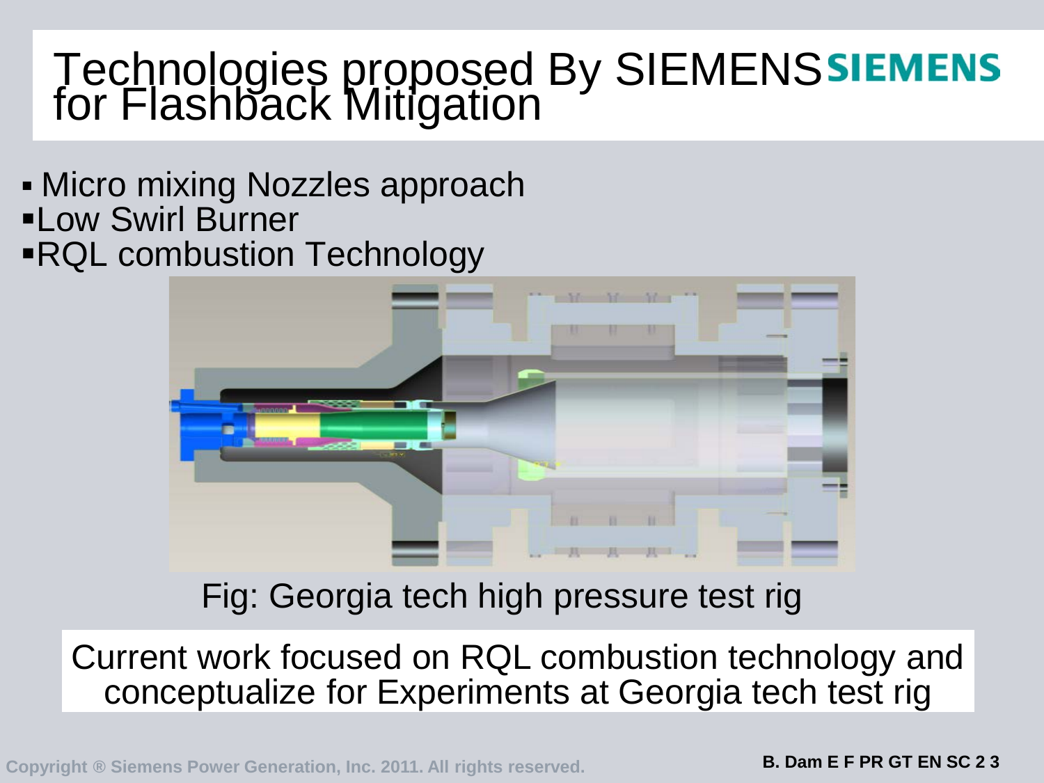# Technologies proposed By SIEMENS for Flashback Mitigation

- Micro mixing Nozzles approach
- Low Swirl Burner
- RQL combustion Technology

Fig: Georgia tech high pressure test rig

Current work focused on RQL combustion technology and conceptualize for Experiments at Georgia tech test rig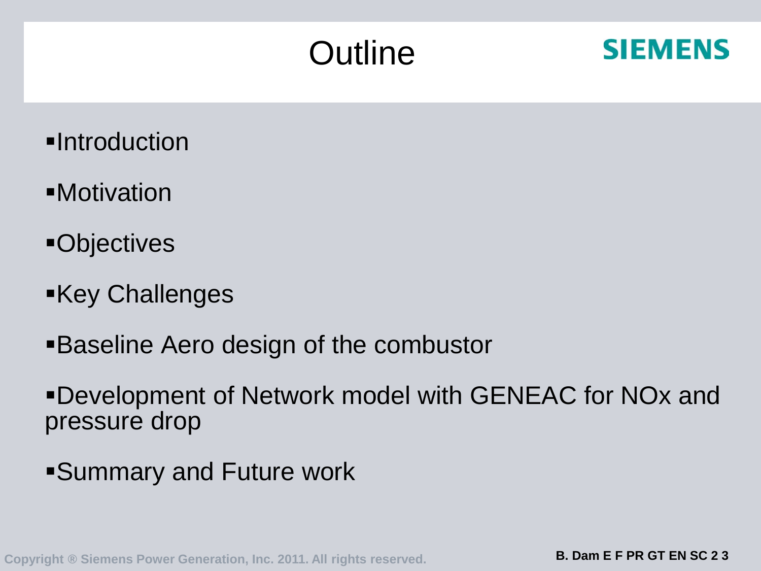# Outline

- Introduction
- Motivation
- Objectives
- Key Challenges
- Baseline Aero design of the combustor
- Development of Network model with GENEAC for NOx and pressure drop
- Summary and Future work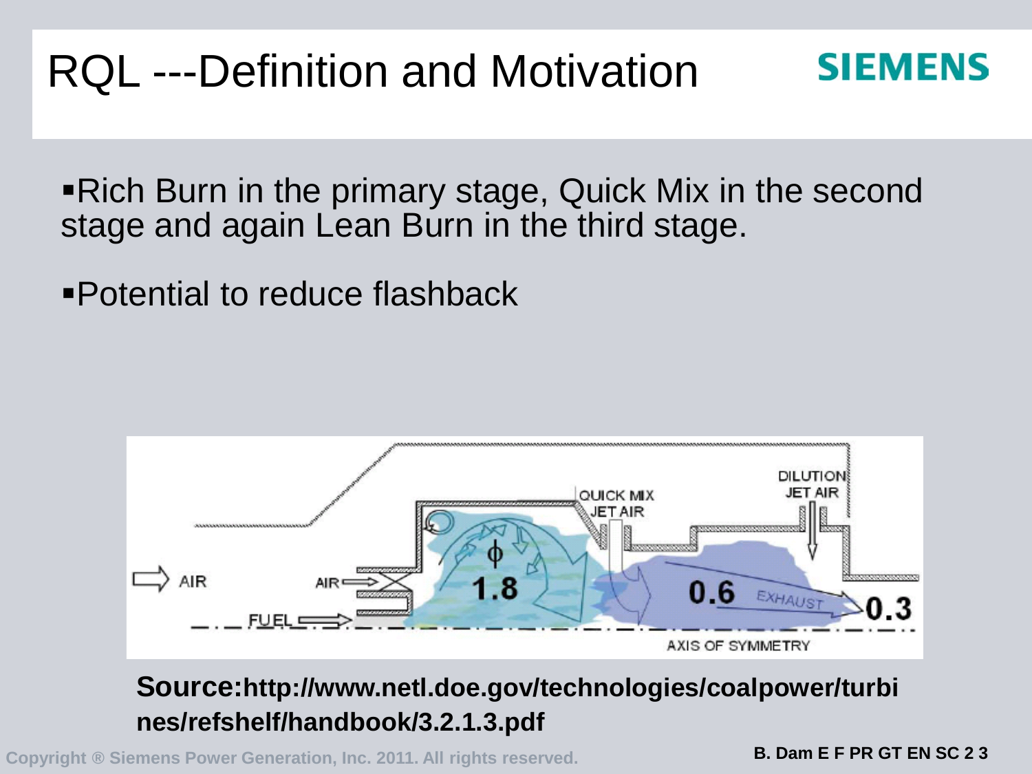# RQL ---Definition and Motivation

- Rich Burn in the primary stage, Quick Mix in the second stage and again Lean Burn in the third stage.
- Potential to reduce flashback

**Source:http://www.netl.doe.gov/technologies/coalpower/turbines/refshelf/handbook/3.2.1.3.pdf**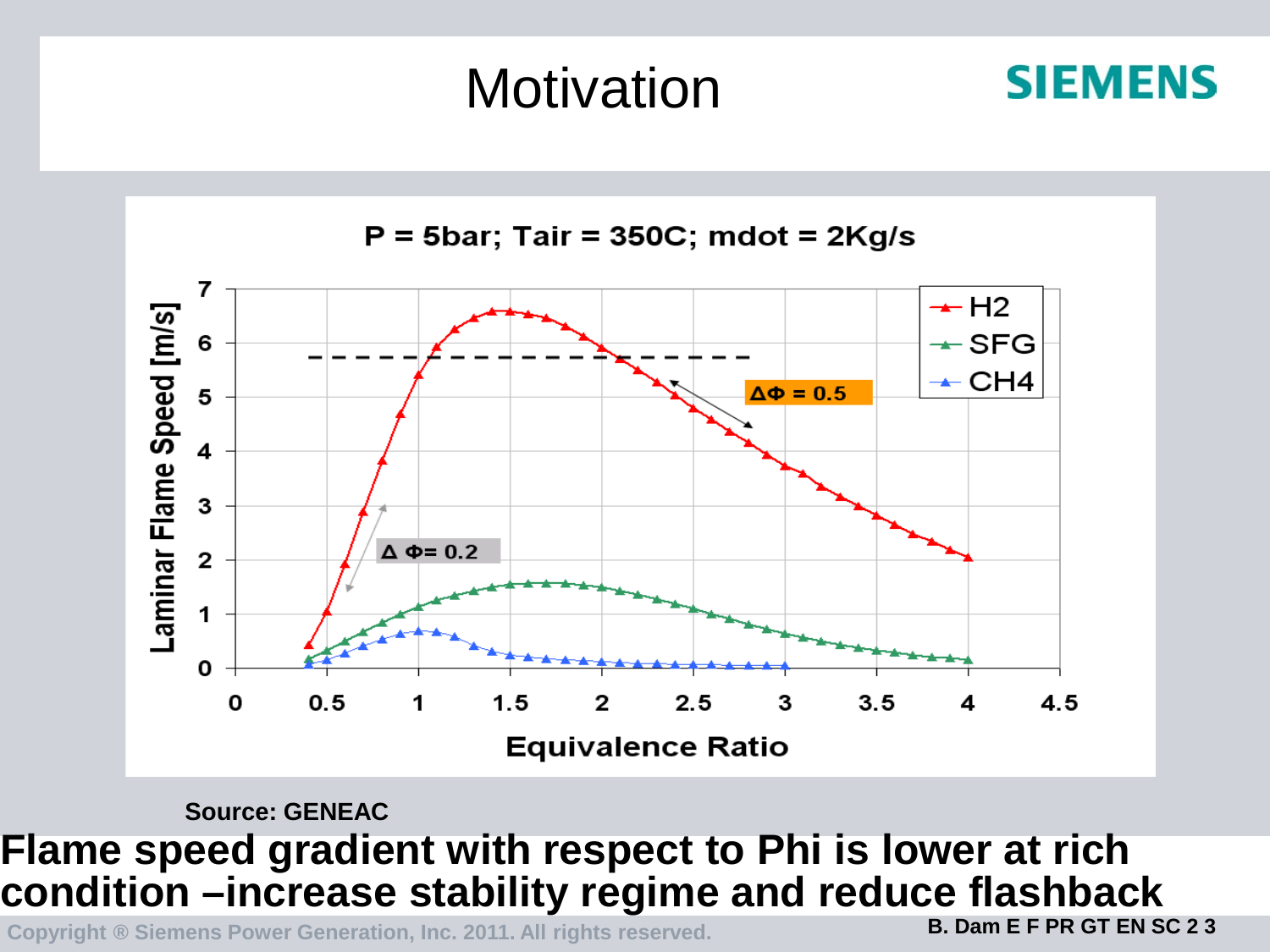# Motivation

P = 5bar; Tair = 350C; mdot = 2Kg/s

Source: GENEAC

**Flame speed gradient with respect to Phi is lower at rich condition –increase stability regime and reduce flashback**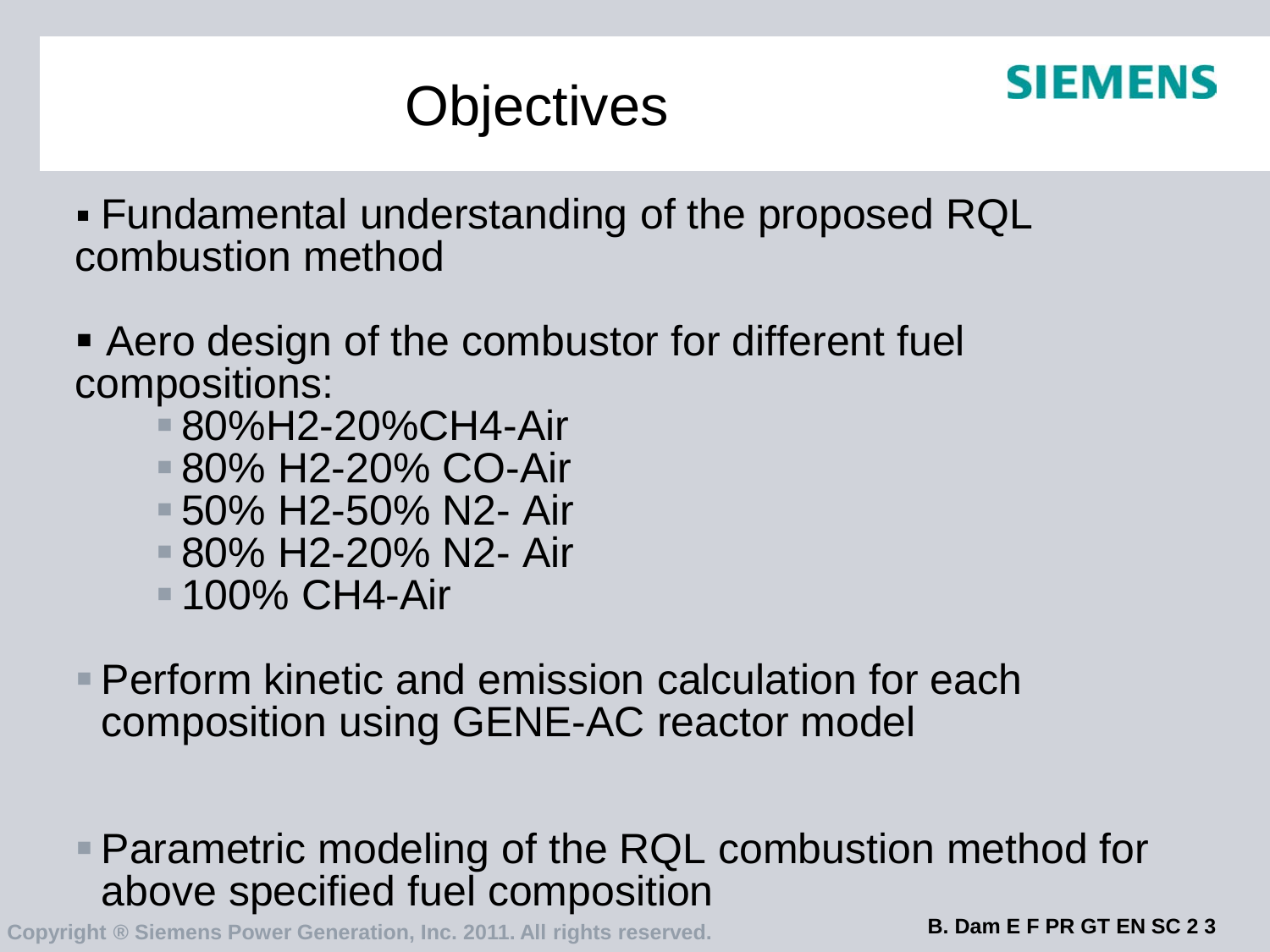# Objectives

- Fundamental understanding of the proposed RQL combustion method

- Aero design of the combustor for different fuel compositions:
  - 80%$H_2$-20%$CH_4$-Air
  - 80% $H_2$-20% CO-Air
  - 50% $H_2$-50% $N_2$- Air
  - 80% $H_2$-20% $N_2$- Air
  - 100% $CH_4$-Air

- Perform kinetic and emission calculation for each composition using GENE-AC reactor model

- Parametric modeling of the RQL combustion method for above specified fuel composition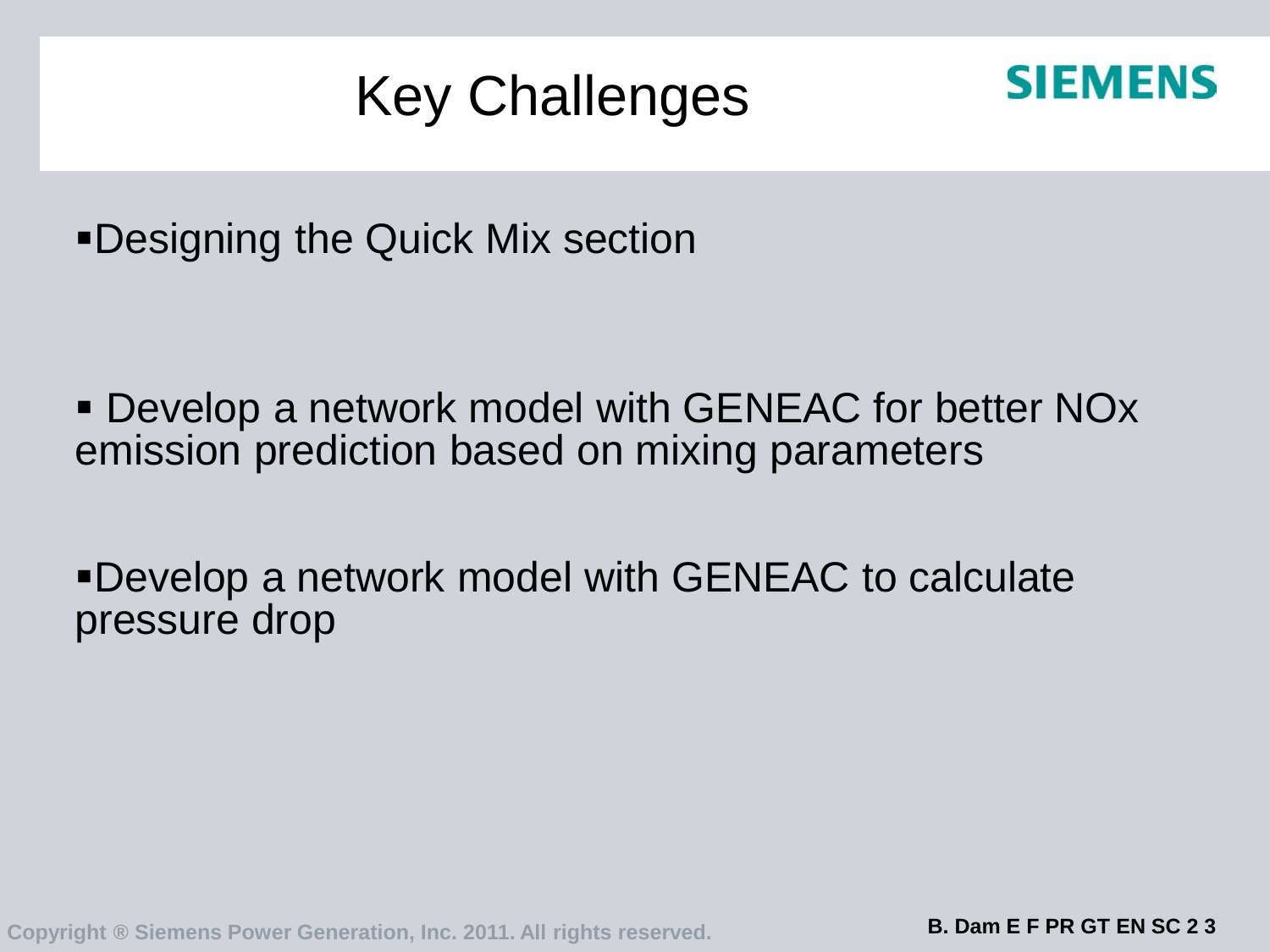# Key Challenges

- Designing the Quick Mix section

- Develop a network model with GENEAC for better NOx emission prediction based on mixing parameters

- Develop a network model with GENEAC to calculate pressure drop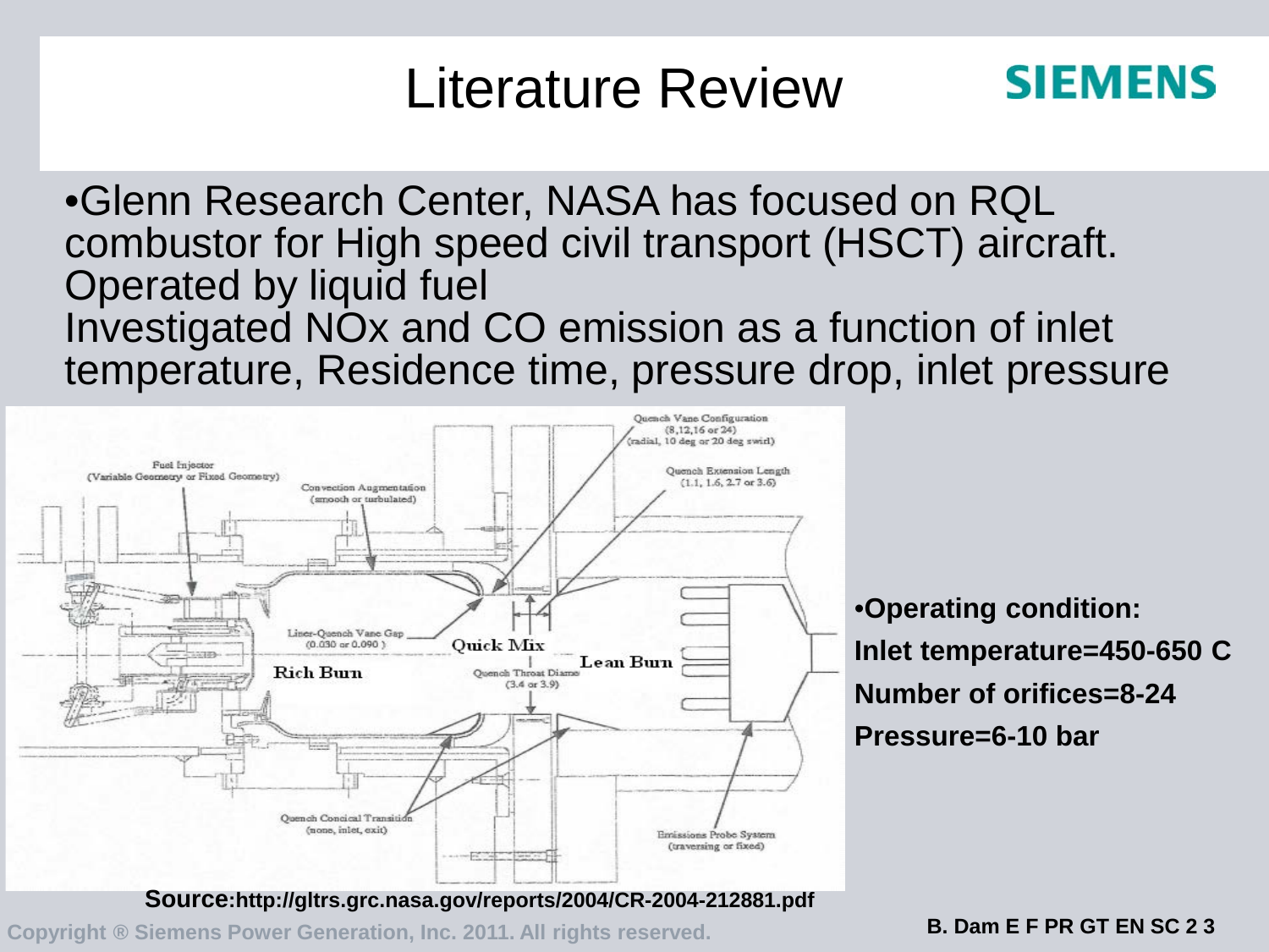# Literature Review

- Glenn Research Center, NASA has focused on RQL combustor for High speed civil transport (HSCT) aircraft. Operated by liquid fuel
Investigated NOx and CO emission as a function of inlet temperature, Residence time, pressure drop, inlet pressure

- **Operating condition:**
**Inlet temperature=450-650 C**
**Number of orifices=8-24**
**Pressure=6-10 bar**

**Source:http://gltrs.grc.nasa.gov/reports/2004/CR-2004-212881.pdf**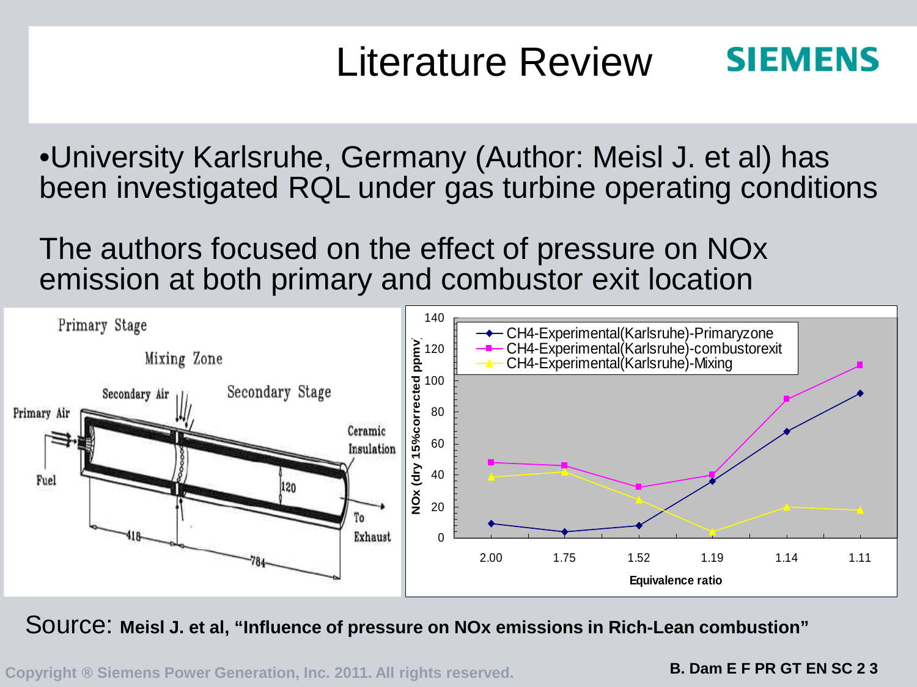# Literature Review

- University Karlsruhe, Germany (Author: Meisl J. et al) has been investigated RQL under gas turbine operating conditions

The authors focused on the effect of pressure on NOx emission at both primary and combustor exit location

Source: **Meisl J. et al, "Influence of pressure on NOx emissions in Rich-Lean combustion"**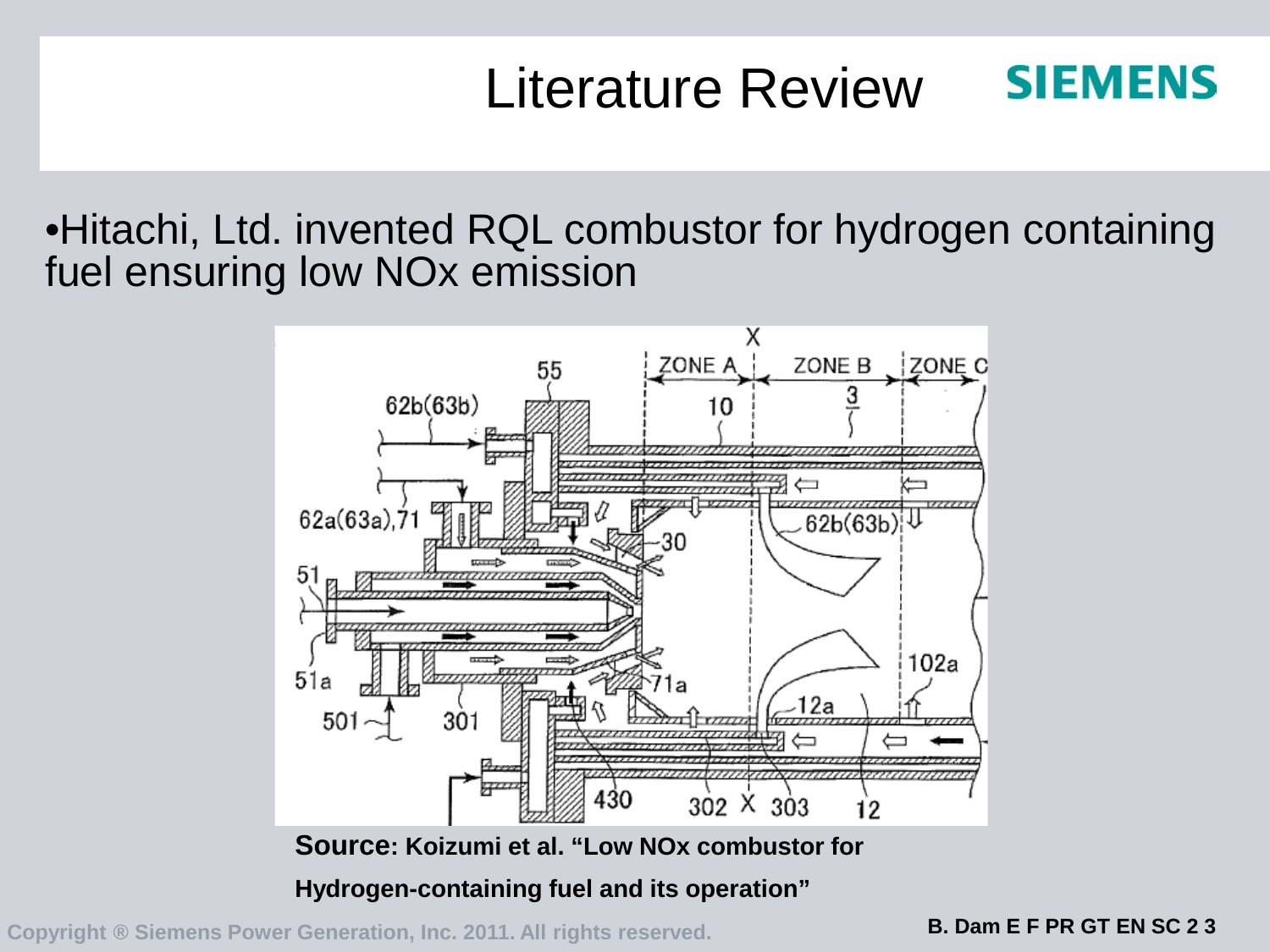# Literature Review

- Hitachi, Ltd. invented RQL combustor for hydrogen containing fuel ensuring low NOx emission

**Source: Koizumi et al. "Low NOx combustor for Hydrogen-containing fuel and its operation"**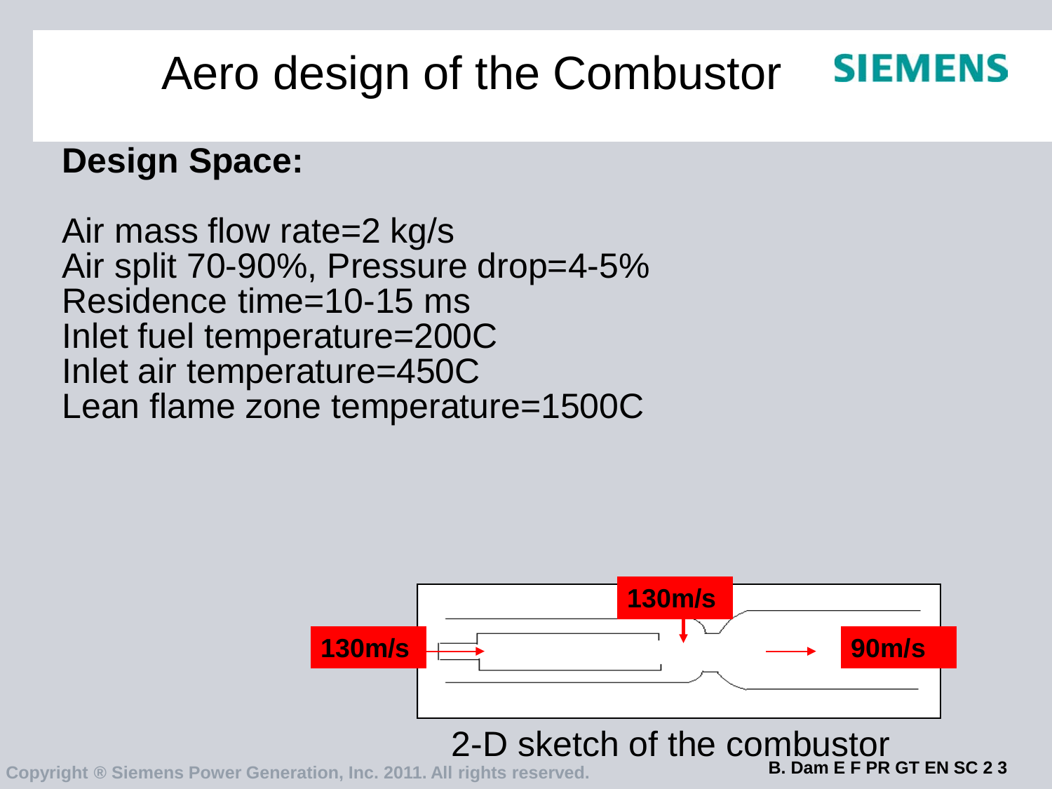# Aero design of the Combustor

**Design Space:**

Air mass flow rate=2 kg/s
Air split 70-90%, Pressure drop=4-5%
Residence time=10-15 ms
Inlet fuel temperature=200C
Inlet air temperature=450C
Lean flame zone temperature=1500C

130m/s

130m/s

90m/s

2-D sketch of the combustor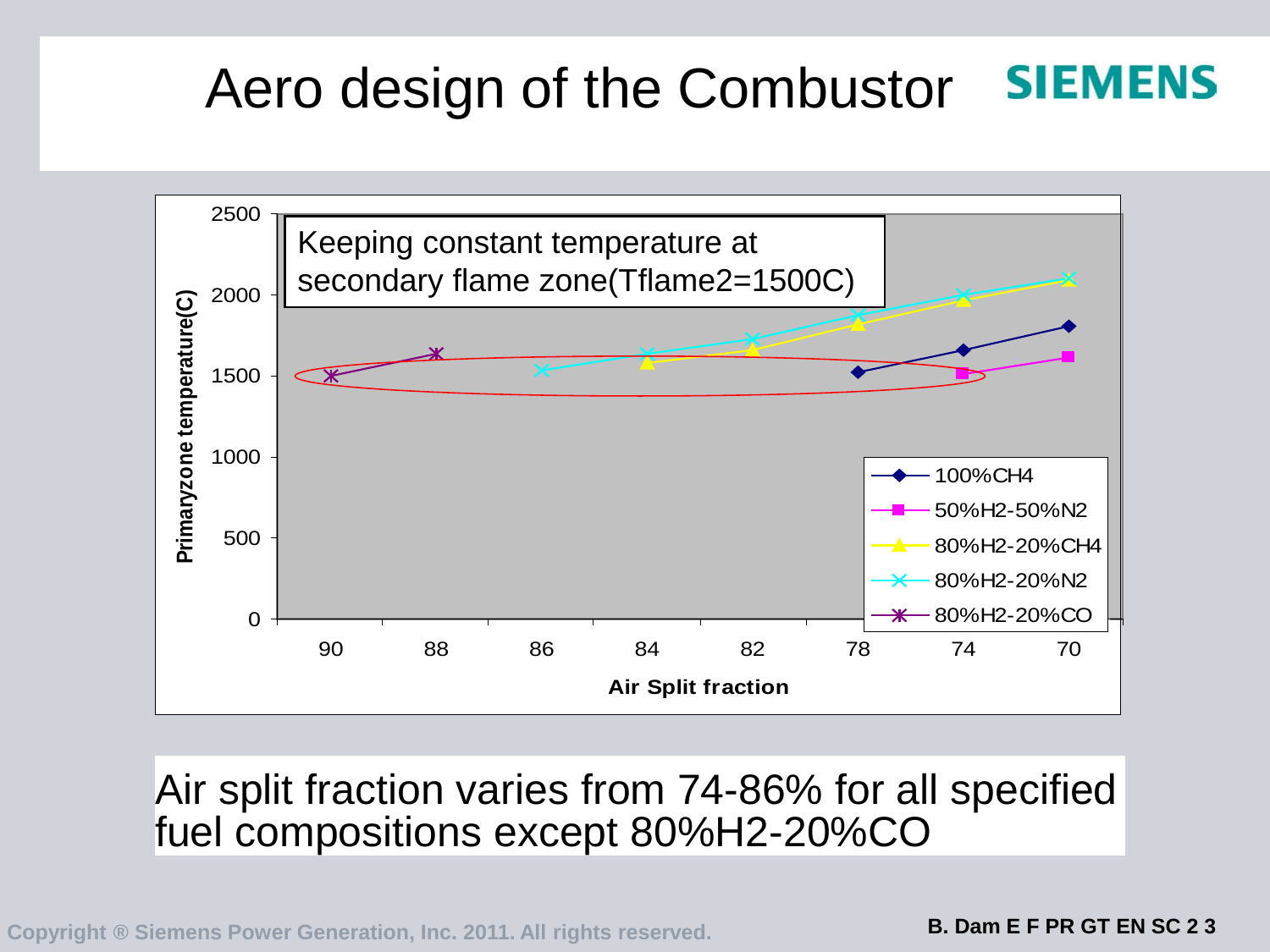# Aero design of the Combustor

Keeping constant temperature at secondary flame zone(Tflame2=1500C)

Primaryzone temperature(C)

Air Split fraction

100%CH4, 50%H2-50%N2, 80%H2-20%CH4, 80%H2-20%N2, 80%H2-20%CO

Air split fraction varies from 74-86% for all specified fuel compositions except 80%H2-20%CO

Copyright ® Siemens Power Generation, Inc. 2011. All rights reserved.

B. Dam E F PR GT EN SC 2 3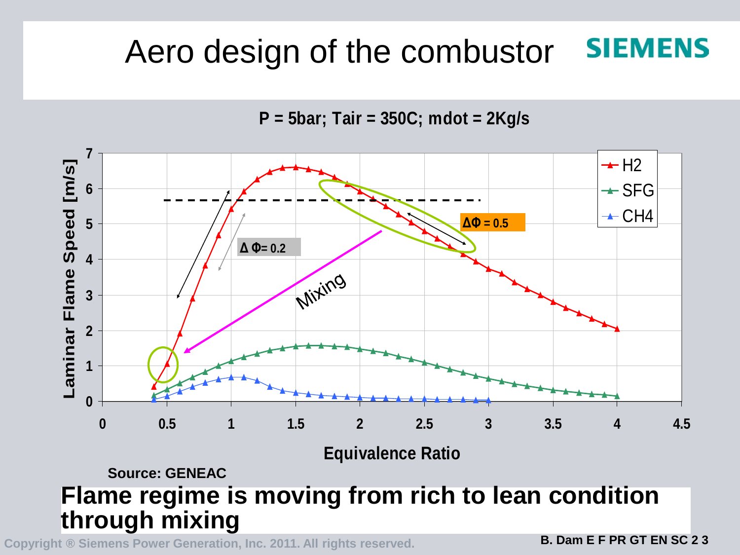# Aero design of the combustor

P = 5bar; Tair = 350C; mdot = 2Kg/s

Source: GENEAC

**Flame regime is moving from rich to lean condition through mixing**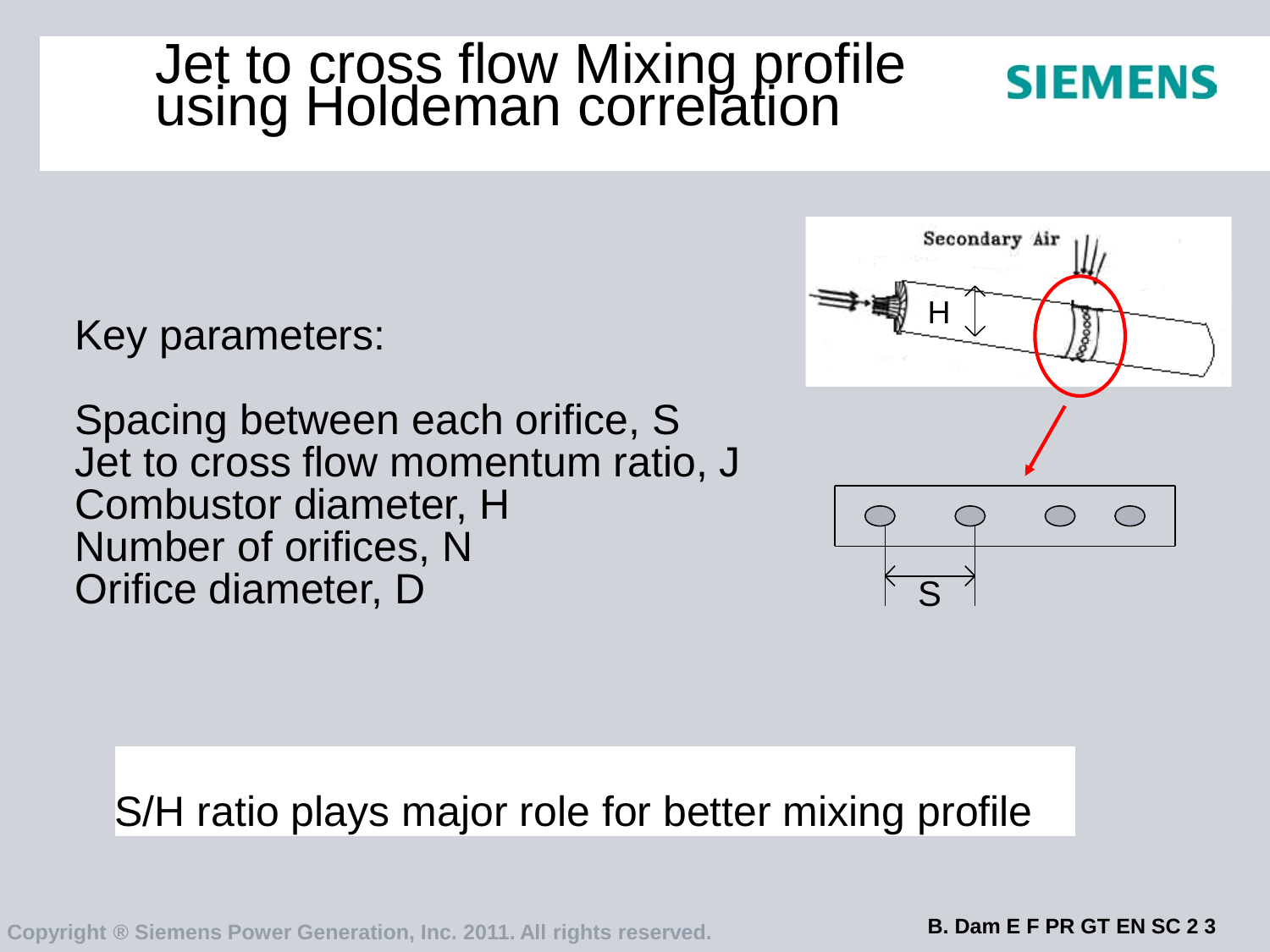# Jet to cross flow Mixing profile using Holdeman correlation

Key parameters:

Spacing between each orifice, S
Jet to cross flow momentum ratio, J
Combustor diameter, H
Number of orifices, N
Orifice diameter, D

S/H ratio plays major role for better mixing profile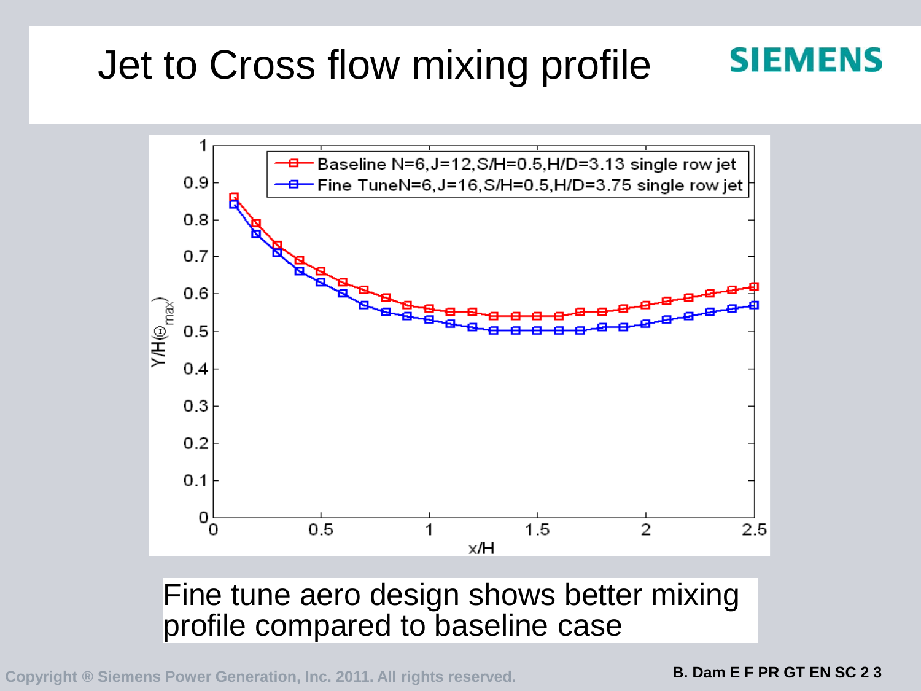# Jet to Cross flow mixing profile

Fine tune aero design shows better mixing profile compared to baseline case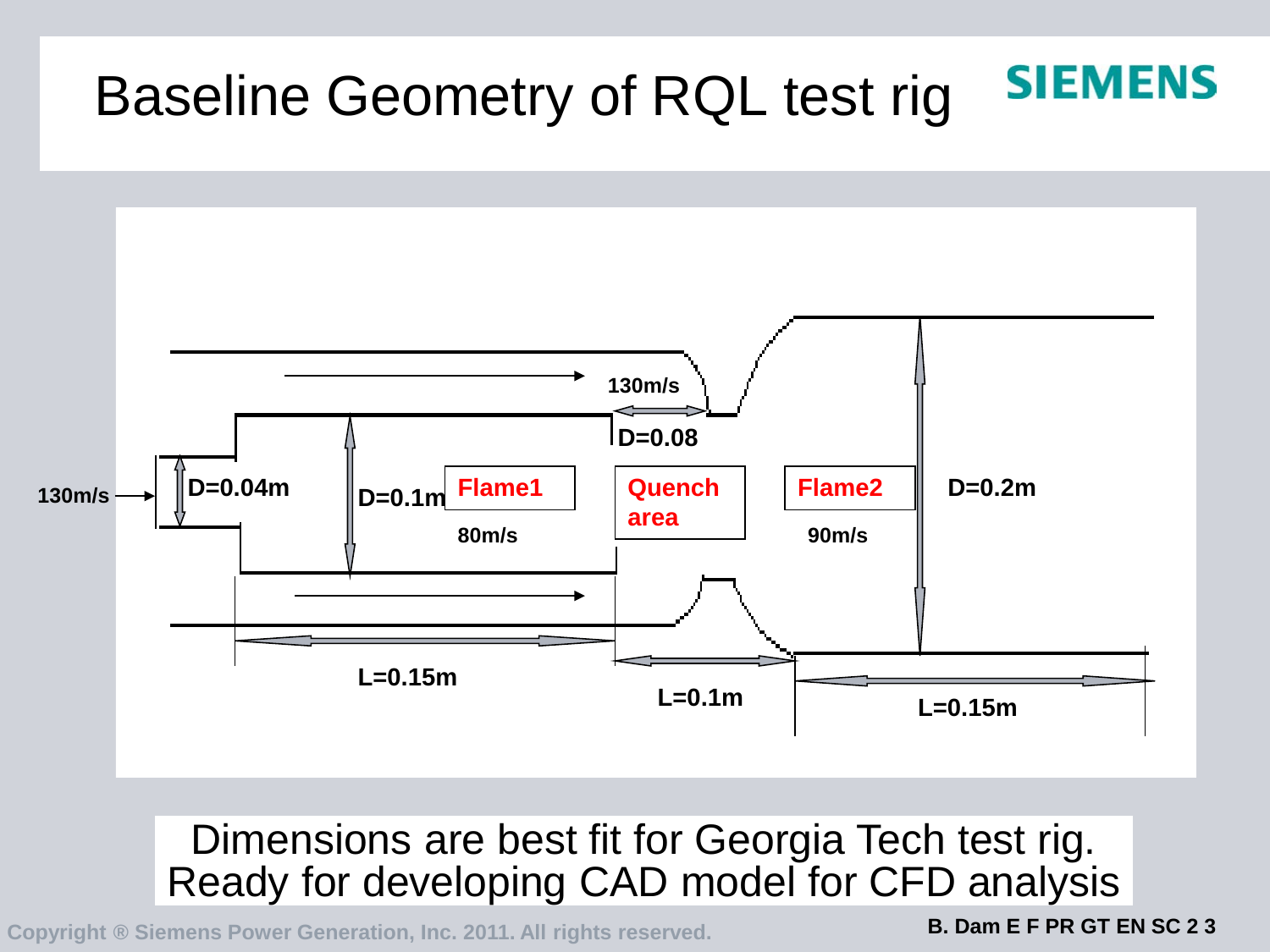# Baseline Geometry of RQL test rig

130m/s

130m/s

D=0.04m

D=0.1m

Flame1

80m/s

D=0.08

Quench area

Flame2

90m/s

D=0.2m

L=0.15m

L=0.1m

L=0.15m

Dimensions are best fit for Georgia Tech test rig. Ready for developing CAD model for CFD analysis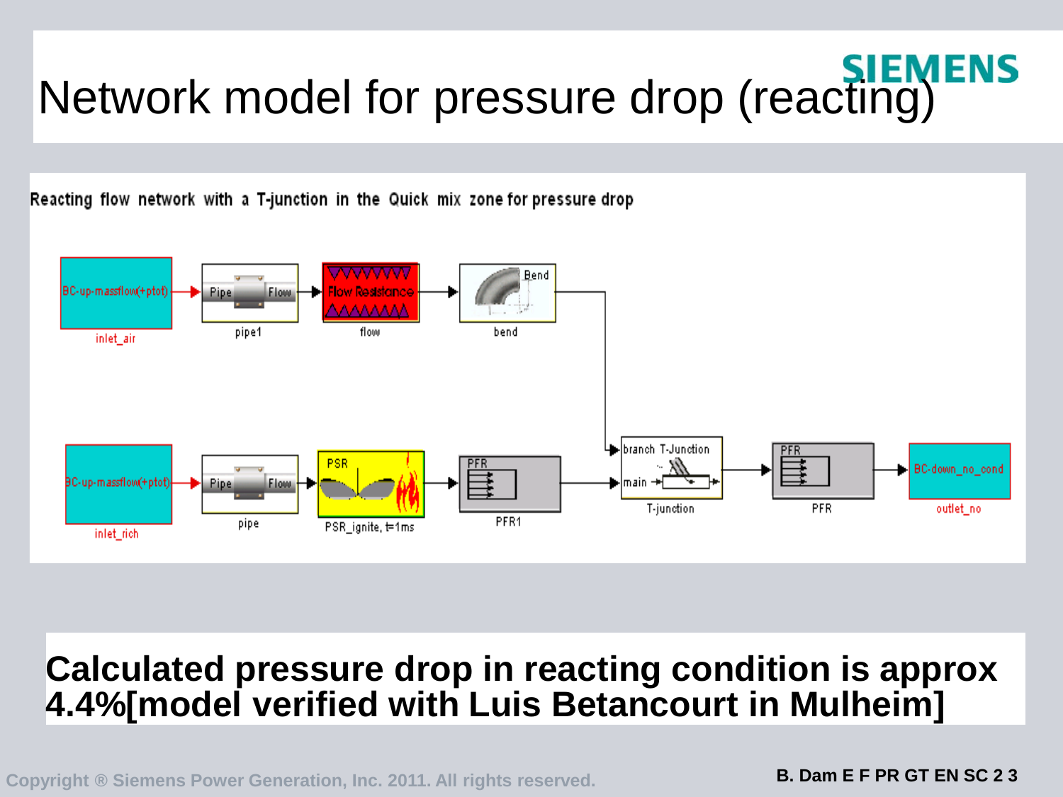# Network model for pressure drop (reacting)

Reacting flow network with a T-junction in the Quick mix zone for pressure drop

BC-up-massflow(+ptot) → Pipe Flow → Flow Resistance → Bend

inlet_air | pipe1 | flow | bend

BC-up-massflow(+ptot) → Pipe Flow → PSR → PFR → T-Junction (branch, main) → PFR → BC-down_no_cond

inlet_rich | pipe | PSR_ignite, t=1ms | PFR1 | T-junction | PFR | outlet_no

**Calculated pressure drop in reacting condition is approx 4.4%[model verified with Luis Betancourt in Mulheim]**

Copyright ® Siemens Power Generation, Inc. 2011. All rights reserved.

B. Dam E F PR GT EN SC 2 3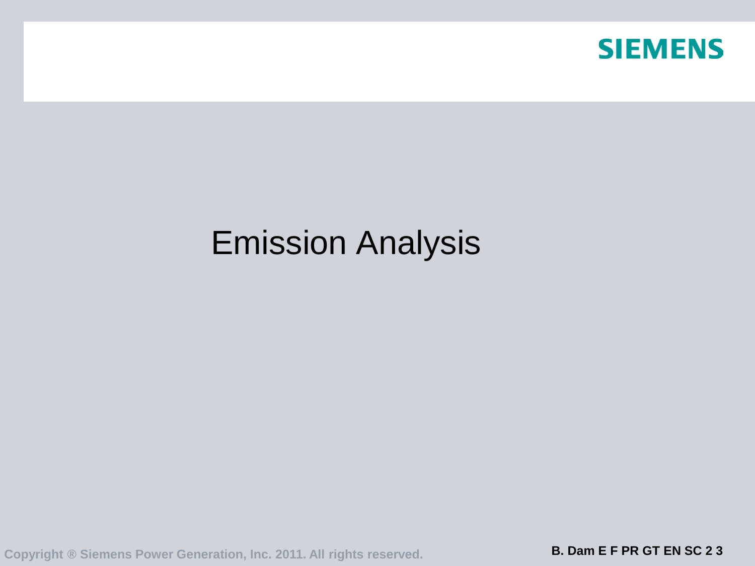# Emission Analysis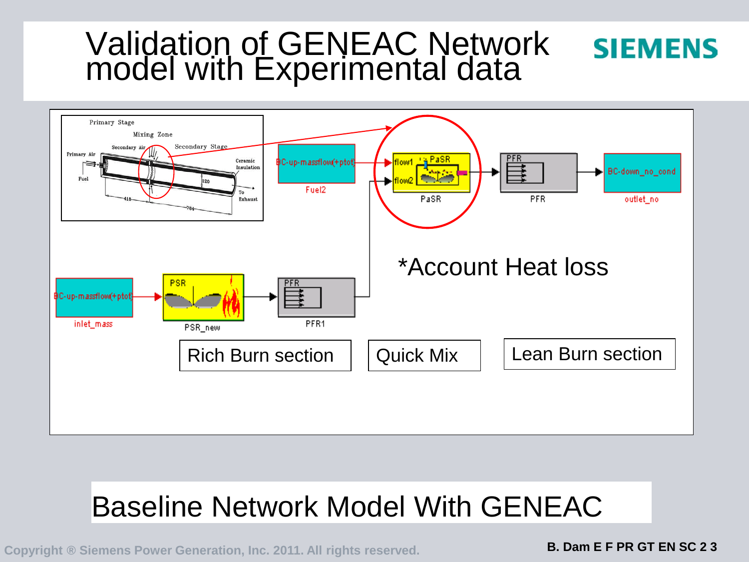# Validation of GENEAC Network model with Experimental data

Primary Stage

Mixing Zone

Secondary Air

Secondary Stage

Primary Air

Fuel

Ceramic Insulation

120

To Exhaust

418

784

BC-up-massflow(+ptot)

Fuel2

flow1

flow2

PaSR

PaSR

PFR

PFR

BC-down_no_cond

outlet_no

*Account Heat loss

BC-up-massflow(+ptot)

inlet_mass

PSR

PSR_new

PFR

PFR1

Rich Burn section

Quick Mix

Lean Burn section

Baseline Network Model With GENEAC

Copyright ® Siemens Power Generation, Inc. 2011. All rights reserved.

B. Dam E F PR GT EN SC 2 3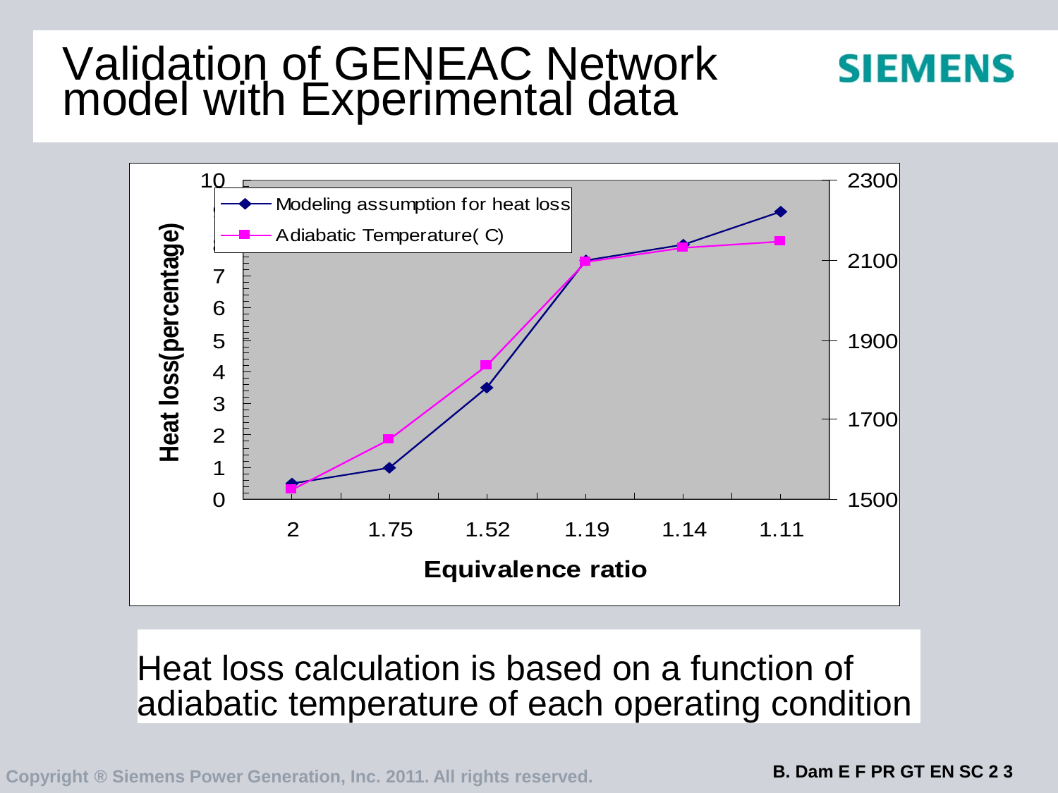# Validation of GENEAC Network model with Experimental data

Modeling assumption for heat loss

Adiabatic Temperature( C)

Heat loss(percentage)

Equivalence ratio

| Equivalence ratio | 2 | 1.75 | 1.52 | 1.19 | 1.14 | 1.11 |
|---|---|---|---|---|---|---|

Heat loss calculation is based on a function of adiabatic temperature of each operating condition

B. Dam E F PR GT EN SC 2 3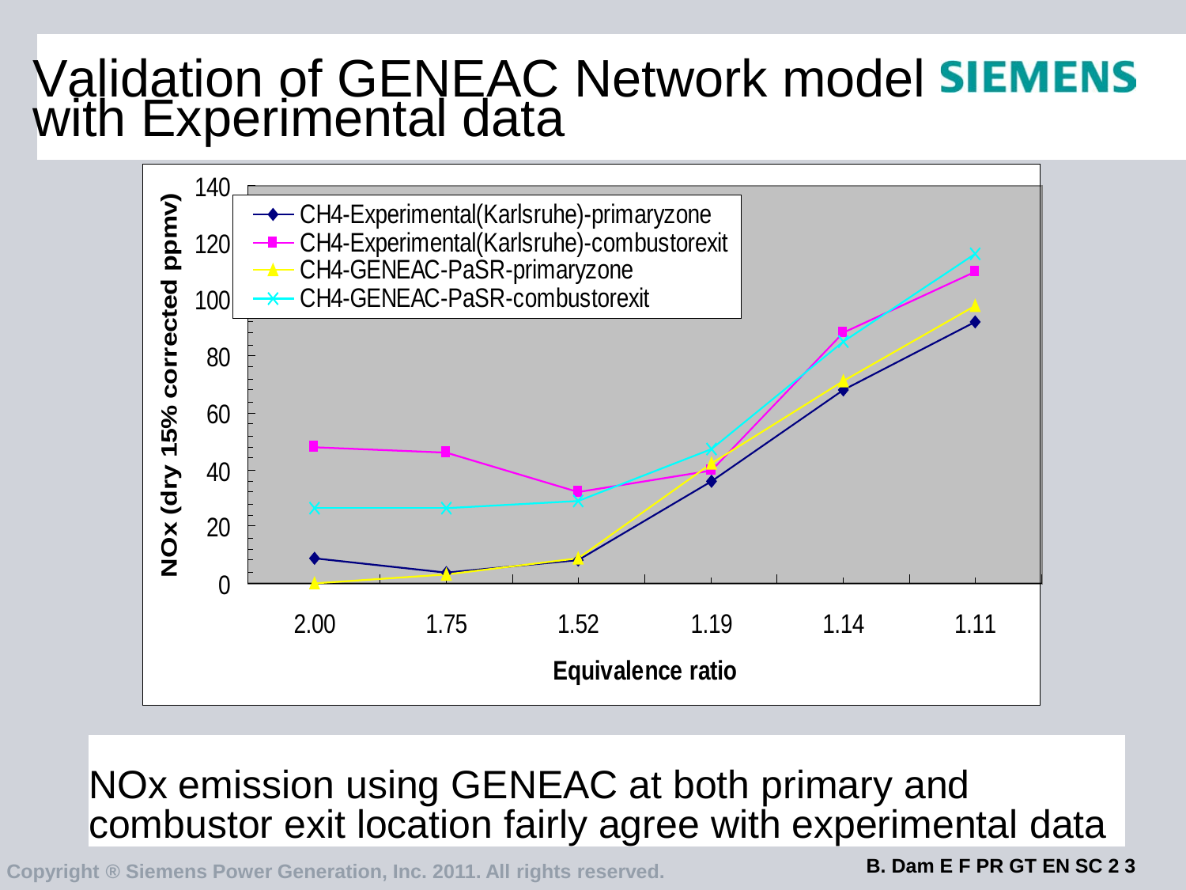# Validation of GENEAC Network model with Experimental data

SIEMENS

NOx (dry 15% corrected ppmv)

- CH4-Experimental(Karlsruhe)-primaryzone
- CH4-Experimental(Karlsruhe)-combustorexit
- CH4-GENEAC-PaSR-primaryzone
- CH4-GENEAC-PaSR-combustorexit

Equivalence ratio: 2.00, 1.75, 1.52, 1.19, 1.14, 1.11

NOx emission using GENEAC at both primary and combustor exit location fairly agree with experimental data

Copyright ® Siemens Power Generation, Inc. 2011. All rights reserved.

B. Dam E F PR GT EN SC 2 3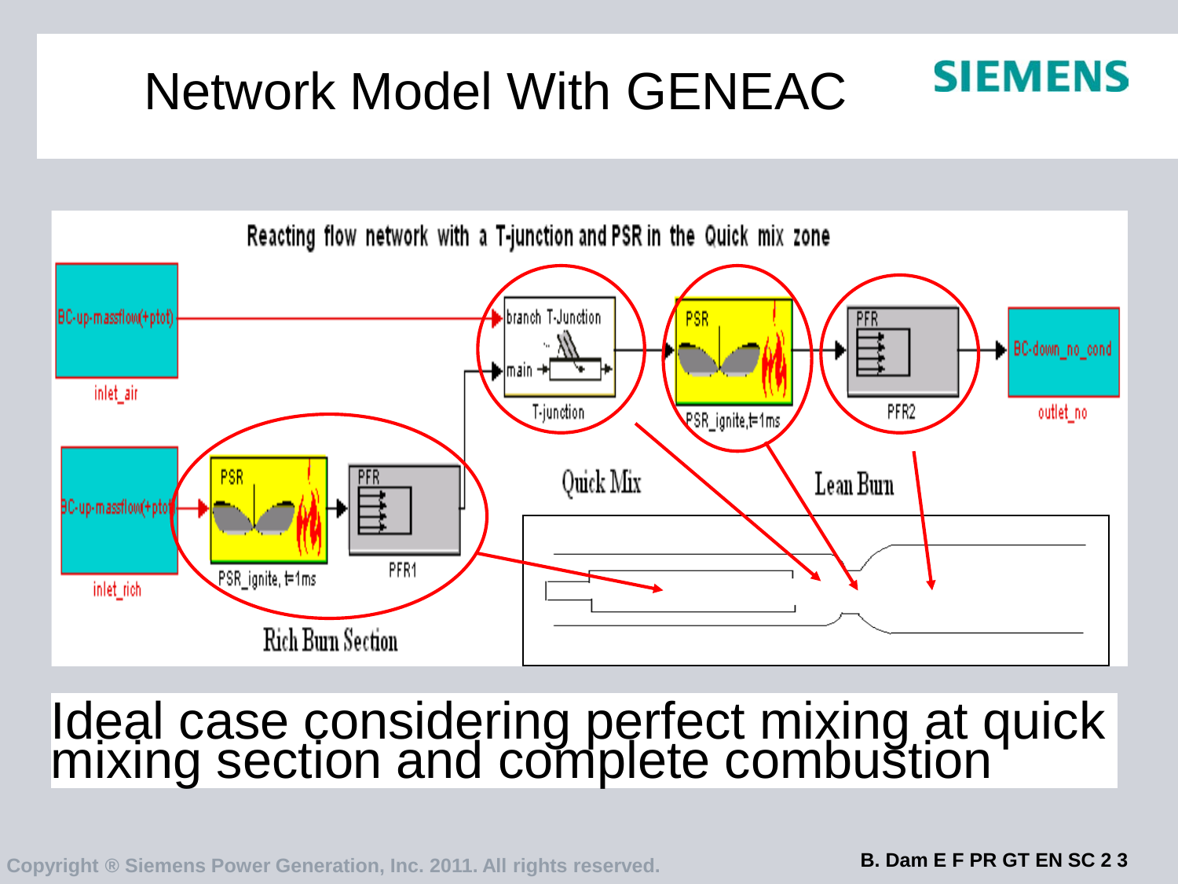# Network Model With GENEAC

Reacting flow network with a T-junction and PSR in the Quick mix zone

BC-up-massflow(+ptot) — inlet_air

BC-up-massflow(+ptot) — inlet_rich

PSR — PSR_ignite, t=1ms

PFR — PFR1

Rich Burn Section

branch T-Junction, main — T-junction

PSR — PSR_ignite,t=1ms

PFR — PFR2

BC-down_no_cond — outlet_no

Quick Mix

Lean Burn

Ideal case considering perfect mixing at quick mixing section and complete combustion

Copyright ® Siemens Power Generation, Inc. 2011. All rights reserved.

B. Dam E F PR GT EN SC 2 3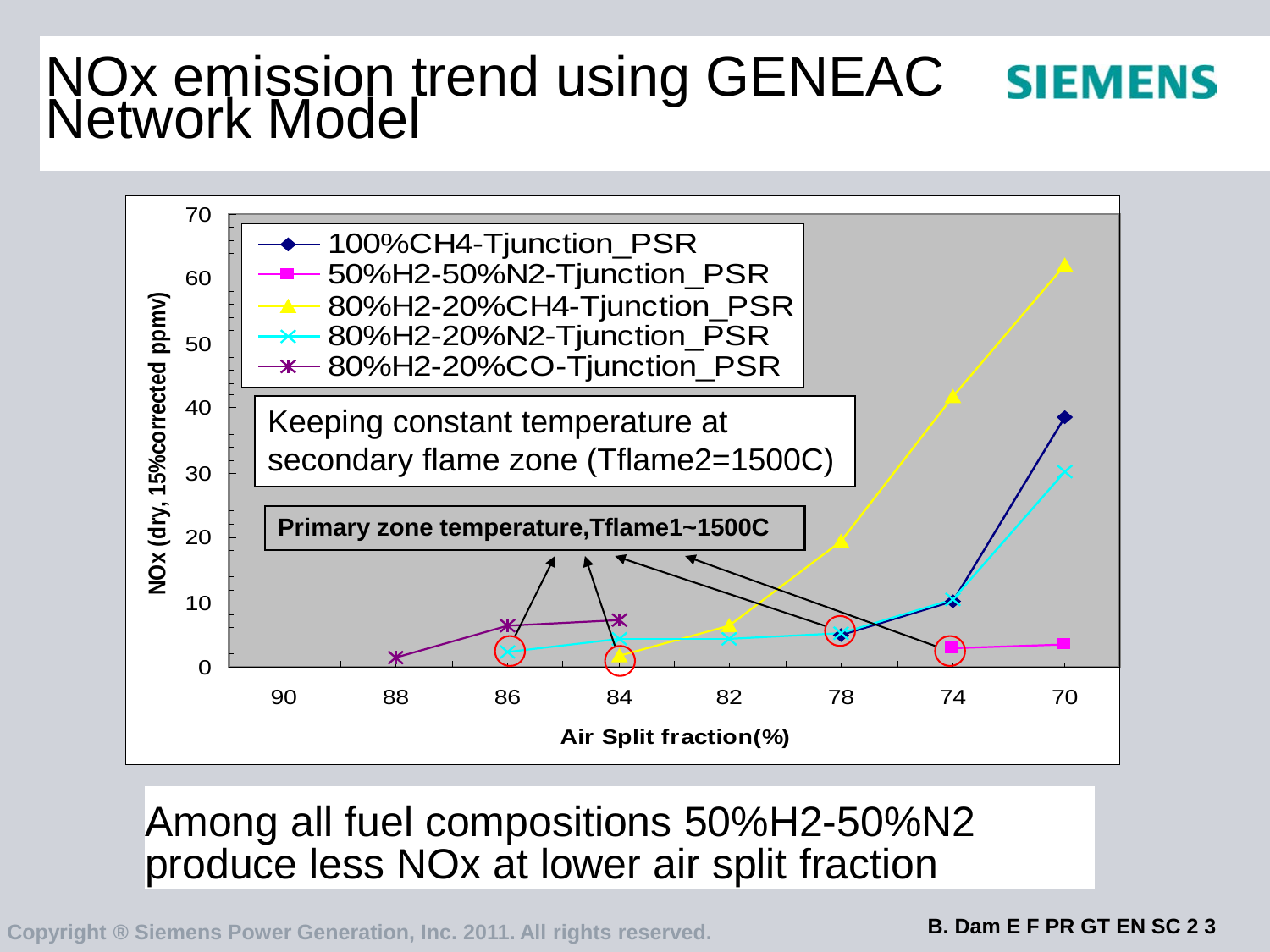# NOx emission trend using GENEAC Network Model

SIEMENS

Among all fuel compositions 50%$H_2$-50%$N_2$ produce less NOx at lower air split fraction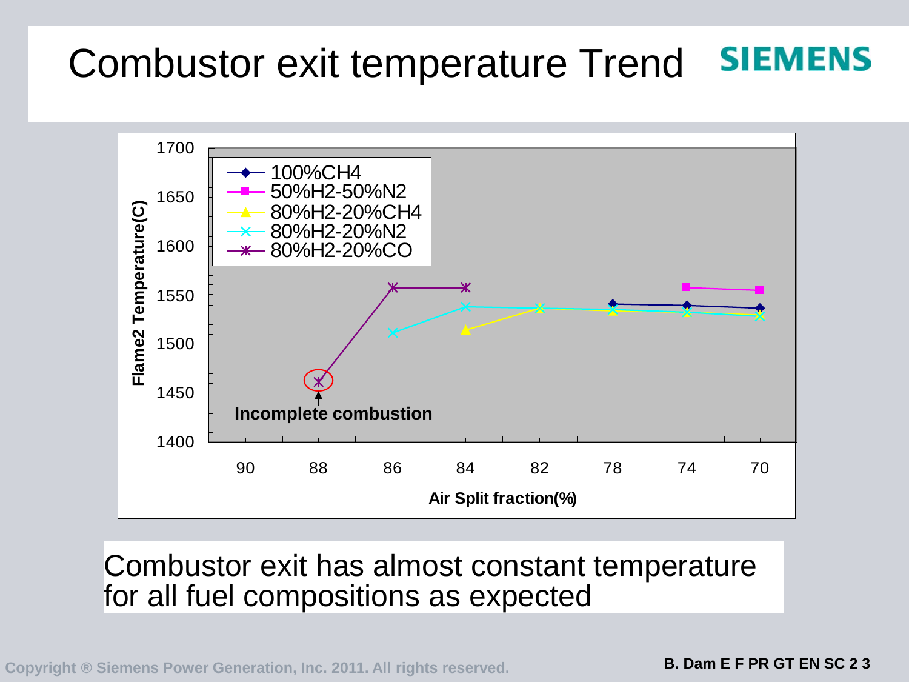# Combustor exit temperature Trend

Combustor exit has almost constant temperature for all fuel compositions as expected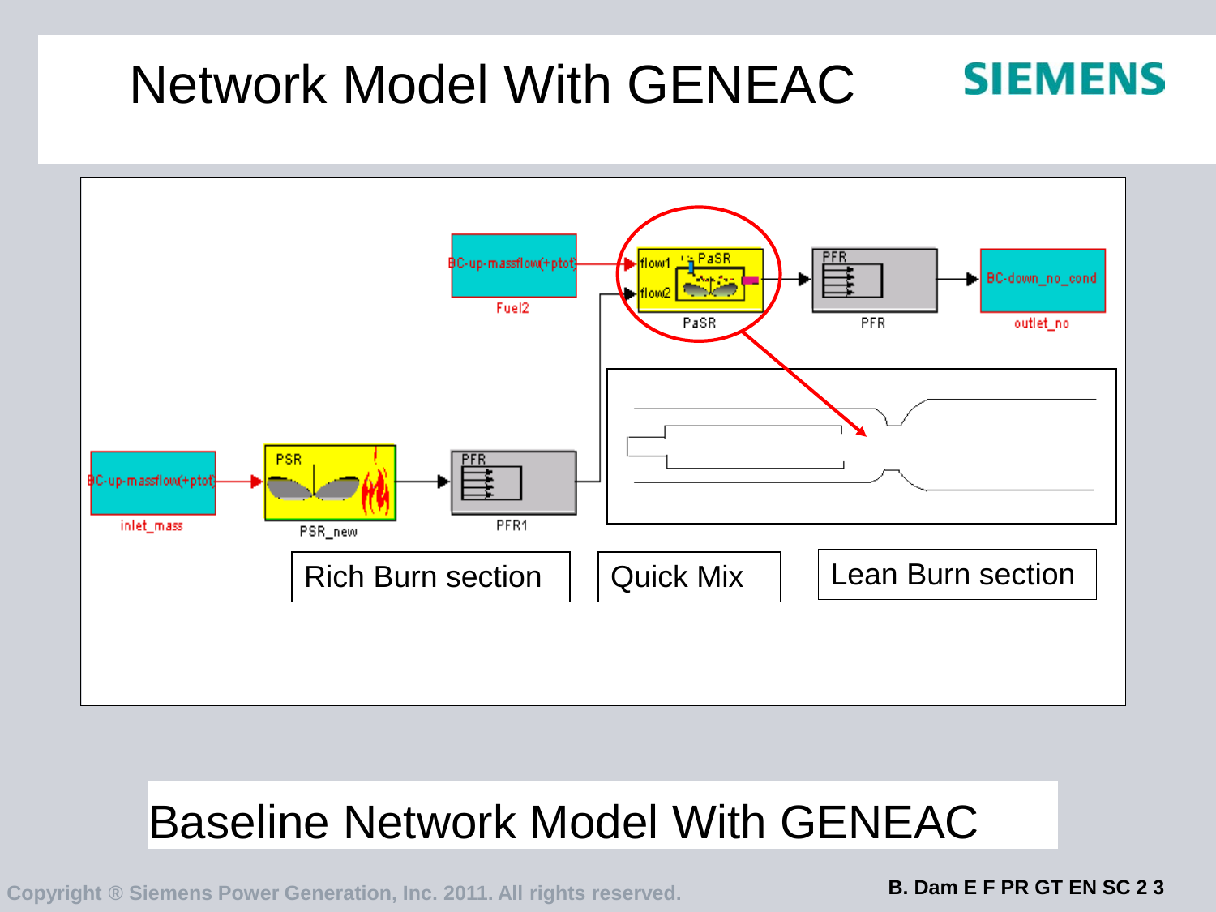# Network Model With GENEAC

BC-up-massflow(+ptot) Fuel2

PaSR (flow1, flow2) → PFR → BC-down_no_cond outlet_no

BC-up-massflow(+ptot) inlet_mass → PSR PSR_new → PFR PFR1

Rich Burn section | Quick Mix | Lean Burn section

Baseline Network Model With GENEAC

Copyright ® Siemens Power Generation, Inc. 2011. All rights reserved.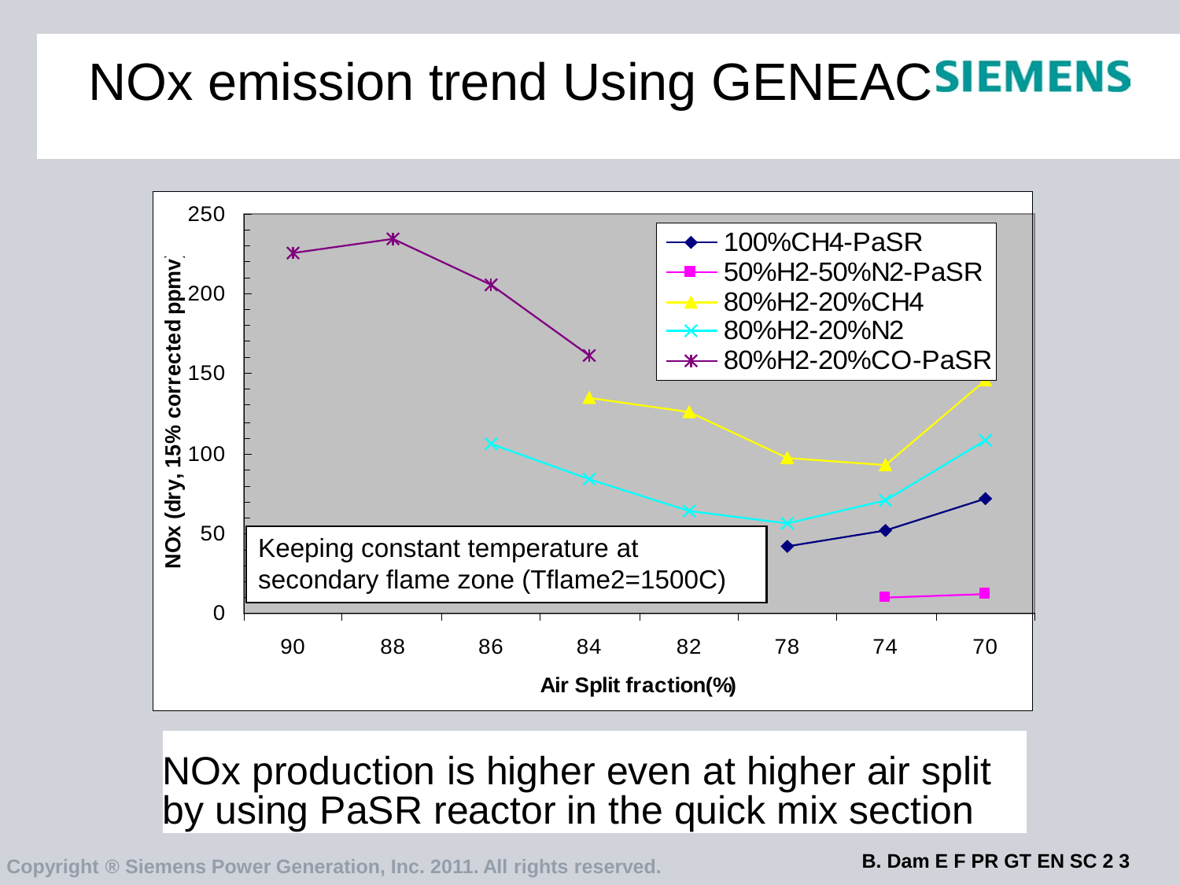# NOx emission trend Using GENEAC

Keeping constant temperature at secondary flame zone (Tflame2=1500C)

NOx production is higher even at higher air split by using PaSR reactor in the quick mix section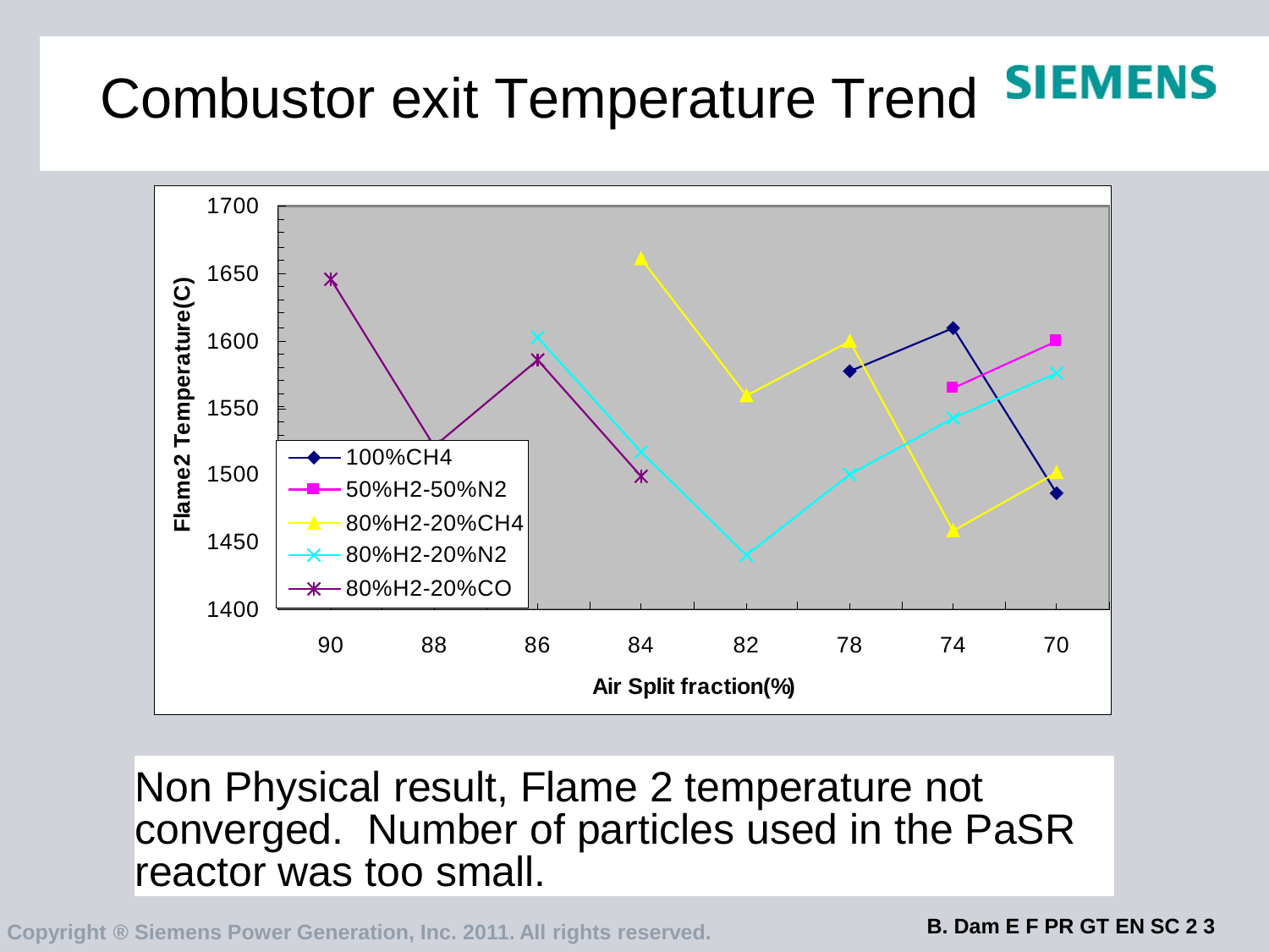# Combustor exit Temperature Trend

Non Physical result, Flame 2 temperature not converged. Number of particles used in the PaSR reactor was too small.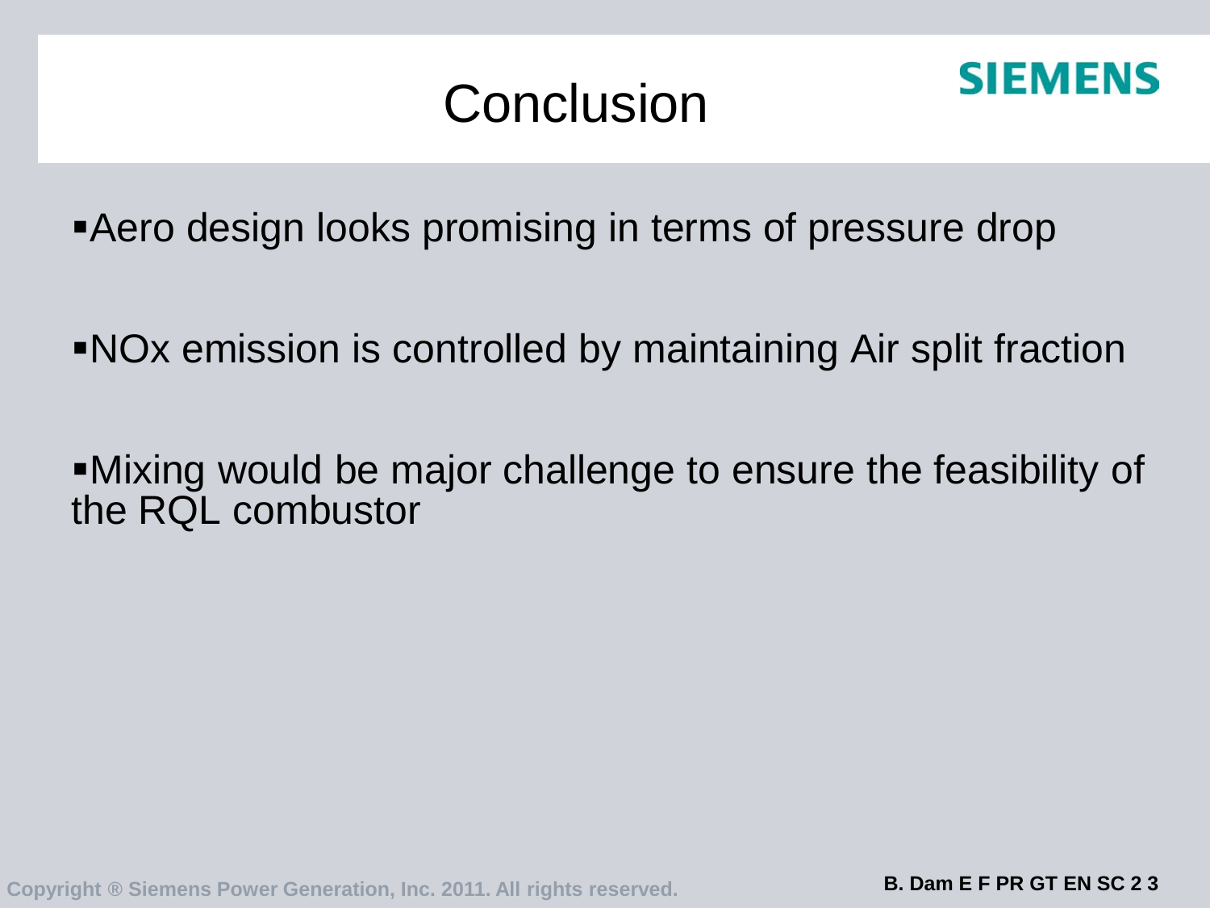# Conclusion

- Aero design looks promising in terms of pressure drop
- NOx emission is controlled by maintaining Air split fraction
- Mixing would be major challenge to ensure the feasibility of the RQL combustor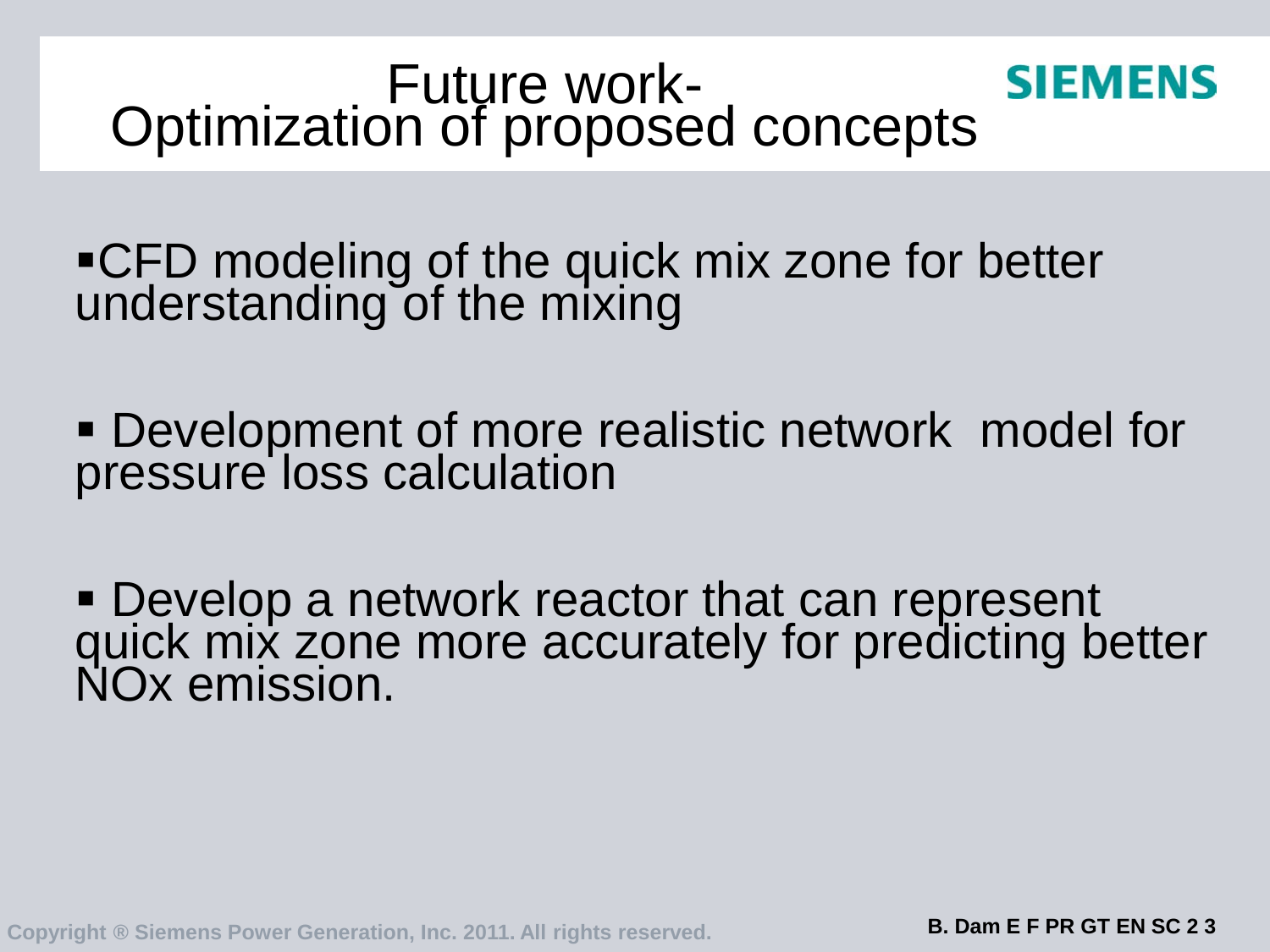# Future work- Optimization of proposed concepts

- CFD modeling of the quick mix zone for better understanding of the mixing
- Development of more realistic network model for pressure loss calculation
- Develop a network reactor that can represent quick mix zone more accurately for predicting better NOx emission.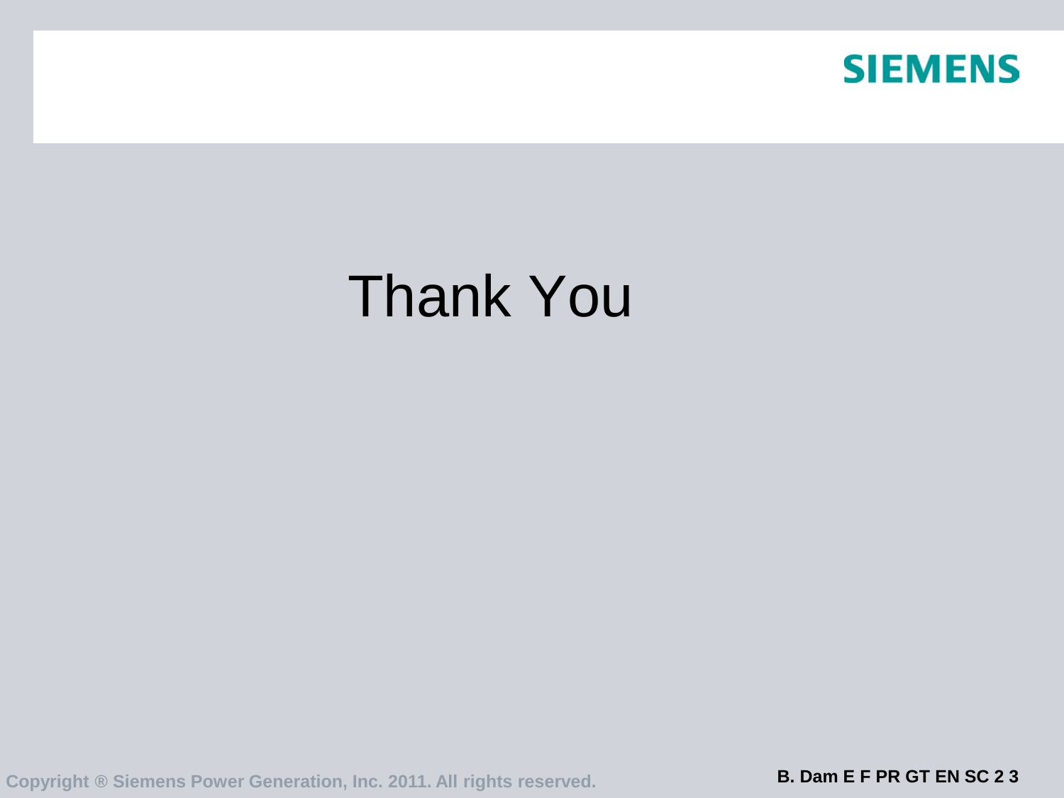# Thank You